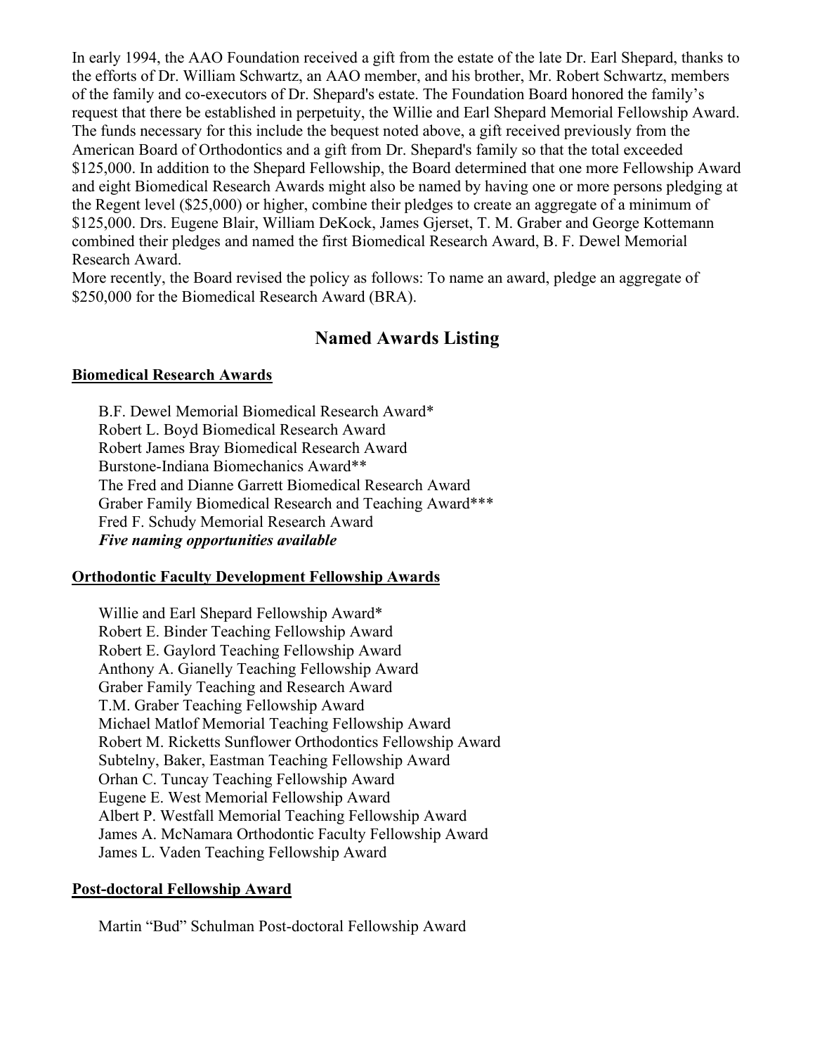In early 1994, the AAO Foundation received a gift from the estate of the late Dr. Earl Shepard, thanks to the efforts of Dr. William Schwartz, an AAO member, and his brother, Mr. Robert Schwartz, members of the family and co-executors of Dr. Shepard's estate. The Foundation Board honored the family's request that there be established in perpetuity, the Willie and Earl Shepard Memorial Fellowship Award. The funds necessary for this include the bequest noted above, a gift received previously from the American Board of Orthodontics and a gift from Dr. Shepard's family so that the total exceeded $125,000. In addition to the Shepard Fellowship, the Board determined that one more Fellowship Award and eight Biomedical Research Awards might also be named by having one or more persons pledging at the Regent level ($25,000) or higher, combine their pledges to create an aggregate of a minimum of $125,000. Drs. Eugene Blair, William DeKock, James Gjerset, T. M. Graber and George Kottemann combined their pledges and named the first Biomedical Research Award, B. F. Dewel Memorial Research Award.
More recently, the Board revised the policy as follows: To name an award, pledge an aggregate of $250,000 for the Biomedical Research Award (BRA).

## Named Awards Listing

### Biomedical Research Awards

B.F. Dewel Memorial Biomedical Research Award*
Robert L. Boyd Biomedical Research Award
Robert James Bray Biomedical Research Award
Burstone-Indiana Biomechanics Award**
The Fred and Dianne Garrett Biomedical Research Award
Graber Family Biomedical Research and Teaching Award***
Fred F. Schudy Memorial Research Award
***Five naming opportunities available***

### Orthodontic Faculty Development Fellowship Awards

Willie and Earl Shepard Fellowship Award*
Robert E. Binder Teaching Fellowship Award
Robert E. Gaylord Teaching Fellowship Award
Anthony A. Gianelly Teaching Fellowship Award
Graber Family Teaching and Research Award
T.M. Graber Teaching Fellowship Award
Michael Matlof Memorial Teaching Fellowship Award
Robert M. Ricketts Sunflower Orthodontics Fellowship Award
Subtelny, Baker, Eastman Teaching Fellowship Award
Orhan C. Tuncay Teaching Fellowship Award
Eugene E. West Memorial Fellowship Award
Albert P. Westfall Memorial Teaching Fellowship Award
James A. McNamara Orthodontic Faculty Fellowship Award
James L. Vaden Teaching Fellowship Award

### Post-doctoral Fellowship Award

Martin "Bud" Schulman Post-doctoral Fellowship Award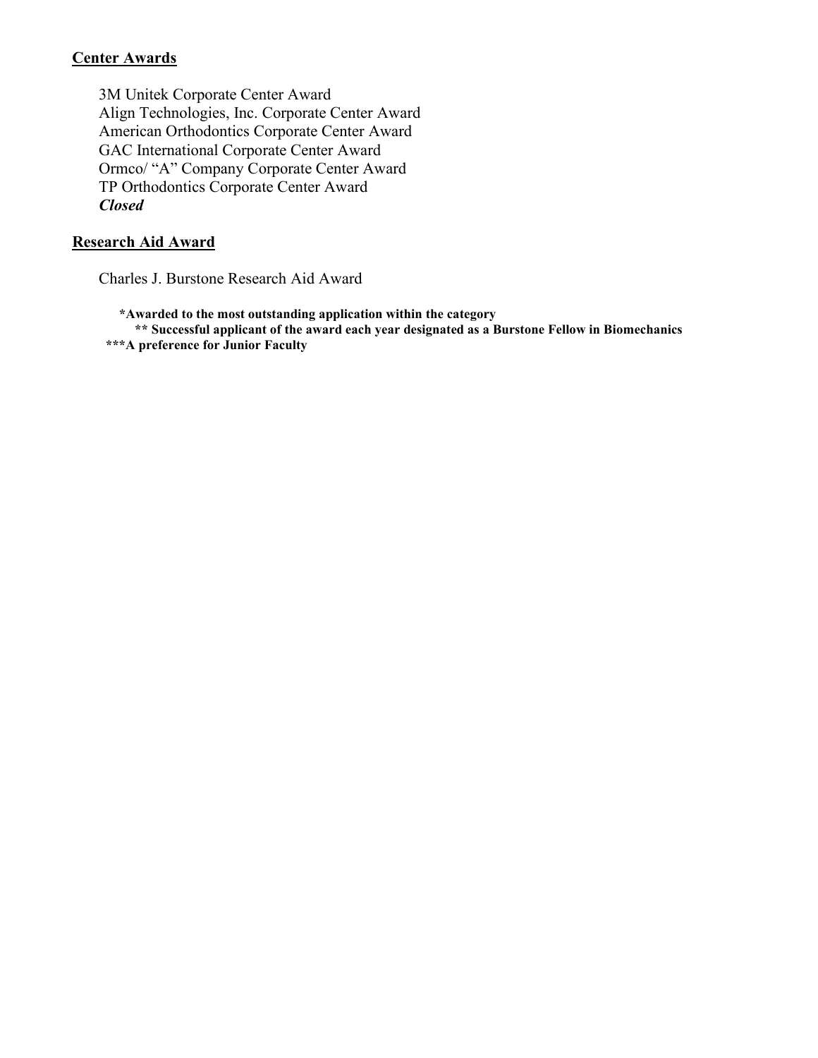**Center Awards**

3M Unitek Corporate Center Award
Align Technologies, Inc. Corporate Center Award
American Orthodontics Corporate Center Award
GAC International Corporate Center Award
Ormco/ "A" Company Corporate Center Award
TP Orthodontics Corporate Center Award
***Closed***

**Research Aid Award**

Charles J. Burstone Research Aid Award

**\*Awarded to the most outstanding application within the category**
**\*\* Successful applicant of the award each year designated as a Burstone Fellow in Biomechanics**
**\*\*\*A preference for Junior Faculty**